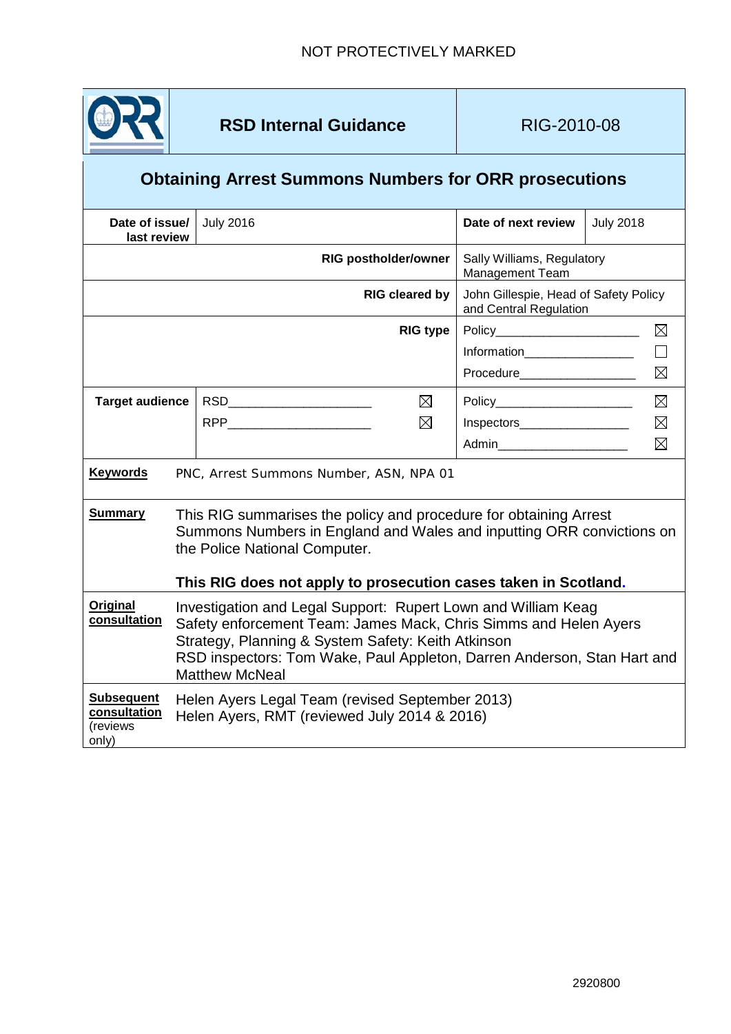NOT PROTECTIVELY MARKED

| ORR | **RSD Internal Guidance** | RIG-2010-08 |
|---|---|---|

## Obtaining Arrest Summons Numbers for ORR prosecutions

| | | | |
|---|---|---|---|
| **Date of issue/ last review** | July 2016 | **Date of next review** | July 2018 |
| **RIG postholder/owner** | | Sally Williams, Regulatory Management Team | |
| **RIG cleared by** | | John Gillespie, Head of Safety Policy and Central Regulation | |
| **RIG type** | | Policy ☒<br>Information ☐<br>Procedure ☒ | |
| **Target audience** | RSD ☒<br>RPP ☒ | Policy ☒<br>Inspectors ☒<br>Admin ☒ | |

**Keywords** PNC, Arrest Summons Number, ASN, NPA 01

**Summary** This RIG summarises the policy and procedure for obtaining Arrest Summons Numbers in England and Wales and inputting ORR convictions on the Police National Computer.

**This RIG does not apply to prosecution cases taken in Scotland.**

**Original consultation**
Investigation and Legal Support: Rupert Lown and William Keag
Safety enforcement Team: James Mack, Chris Simms and Helen Ayers
Strategy, Planning & System Safety: Keith Atkinson
RSD inspectors: Tom Wake, Paul Appleton, Darren Anderson, Stan Hart and Matthew McNeal

**Subsequent consultation** (reviews only)
Helen Ayers Legal Team (revised September 2013)
Helen Ayers, RMT (reviewed July 2014 & 2016)

2920800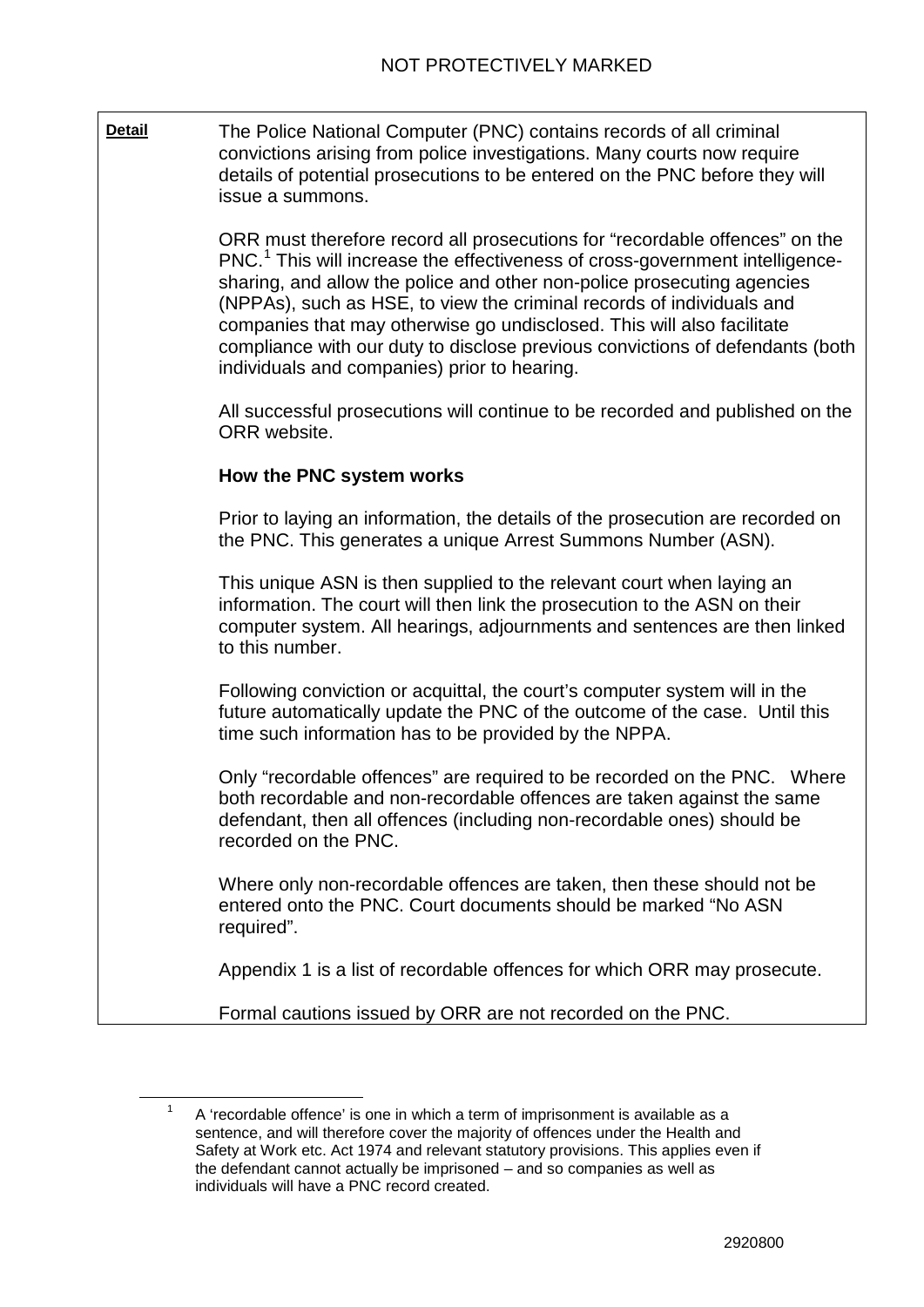**Detail**

The Police National Computer (PNC) contains records of all criminal convictions arising from police investigations. Many courts now require details of potential prosecutions to be entered on the PNC before they will issue a summons.

ORR must therefore record all prosecutions for "recordable offences" on the PNC.[1] This will increase the effectiveness of cross-government intelligence-sharing, and allow the police and other non-police prosecuting agencies (NPPAs), such as HSE, to view the criminal records of individuals and companies that may otherwise go undisclosed. This will also facilitate compliance with our duty to disclose previous convictions of defendants (both individuals and companies) prior to hearing.

All successful prosecutions will continue to be recorded and published on the ORR website.

**How the PNC system works**

Prior to laying an information, the details of the prosecution are recorded on the PNC. This generates a unique Arrest Summons Number (ASN).

This unique ASN is then supplied to the relevant court when laying an information. The court will then link the prosecution to the ASN on their computer system. All hearings, adjournments and sentences are then linked to this number.

Following conviction or acquittal, the court's computer system will in the future automatically update the PNC of the outcome of the case. Until this time such information has to be provided by the NPPA.

Only "recordable offences" are required to be recorded on the PNC. Where both recordable and non-recordable offences are taken against the same defendant, then all offences (including non-recordable ones) should be recorded on the PNC.

Where only non-recordable offences are taken, then these should not be entered onto the PNC. Court documents should be marked "No ASN required".

Appendix 1 is a list of recordable offences for which ORR may prosecute.

Formal cautions issued by ORR are not recorded on the PNC.

[1] A 'recordable offence' is one in which a term of imprisonment is available as a sentence, and will therefore cover the majority of offences under the Health and Safety at Work etc. Act 1974 and relevant statutory provisions. This applies even if the defendant cannot actually be imprisoned – and so companies as well as individuals will have a PNC record created.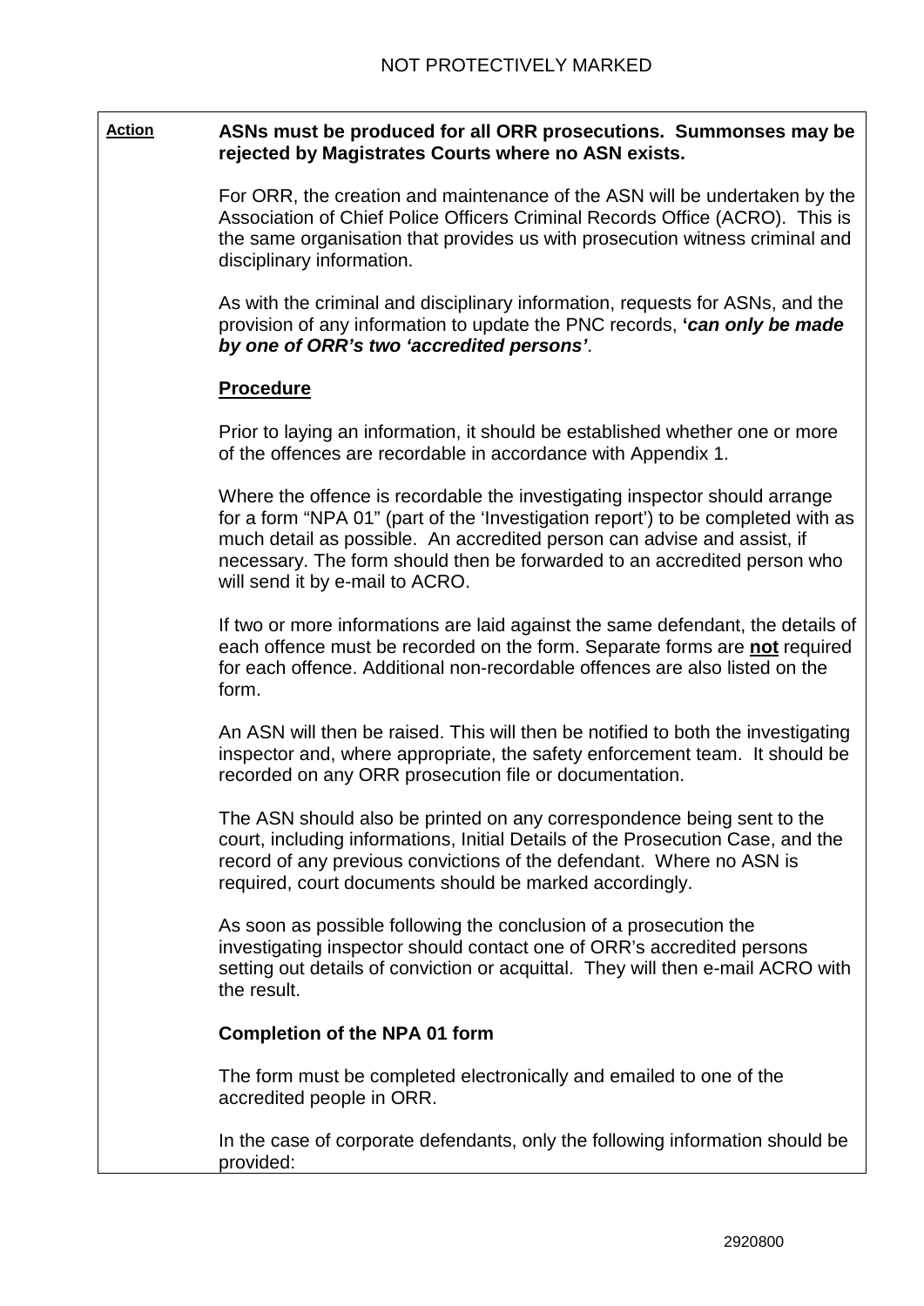**Action**

**ASNs must be produced for all ORR prosecutions. Summonses may be rejected by Magistrates Courts where no ASN exists.**

For ORR, the creation and maintenance of the ASN will be undertaken by the Association of Chief Police Officers Criminal Records Office (ACRO). This is the same organisation that provides us with prosecution witness criminal and disciplinary information.

As with the criminal and disciplinary information, requests for ASNs, and the provision of any information to update the PNC records, **'*can only be made by one of ORR's two 'accredited persons'***.

**Procedure**

Prior to laying an information, it should be established whether one or more of the offences are recordable in accordance with Appendix 1.

Where the offence is recordable the investigating inspector should arrange for a form "NPA 01" (part of the 'Investigation report') to be completed with as much detail as possible. An accredited person can advise and assist, if necessary. The form should then be forwarded to an accredited person who will send it by e-mail to ACRO.

If two or more informations are laid against the same defendant, the details of each offence must be recorded on the form. Separate forms are **not** required for each offence. Additional non-recordable offences are also listed on the form.

An ASN will then be raised. This will then be notified to both the investigating inspector and, where appropriate, the safety enforcement team. It should be recorded on any ORR prosecution file or documentation.

The ASN should also be printed on any correspondence being sent to the court, including informations, Initial Details of the Prosecution Case, and the record of any previous convictions of the defendant. Where no ASN is required, court documents should be marked accordingly.

As soon as possible following the conclusion of a prosecution the investigating inspector should contact one of ORR's accredited persons setting out details of conviction or acquittal. They will then e-mail ACRO with the result.

**Completion of the NPA 01 form**

The form must be completed electronically and emailed to one of the accredited people in ORR.

In the case of corporate defendants, only the following information should be provided: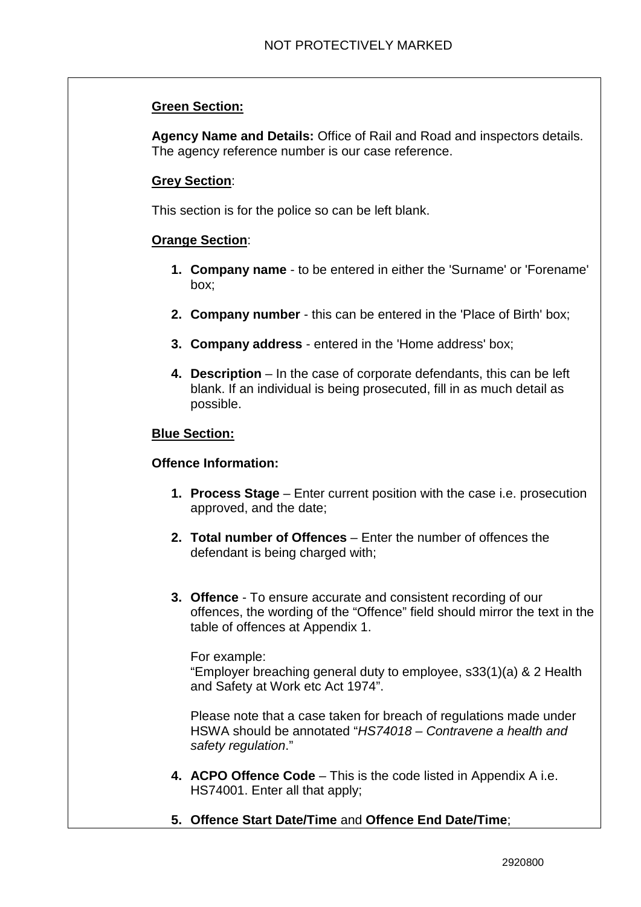**Green Section:**

**Agency Name and Details:** Office of Rail and Road and inspectors details. The agency reference number is our case reference.

**Grey Section**:

This section is for the police so can be left blank.

**Orange Section**:

1. **Company name** - to be entered in either the 'Surname' or 'Forename' box;
2. **Company number** - this can be entered in the 'Place of Birth' box;
3. **Company address** - entered in the 'Home address' box;
4. **Description** – In the case of corporate defendants, this can be left blank. If an individual is being prosecuted, fill in as much detail as possible.

**Blue Section:**

**Offence Information:**

1. **Process Stage** – Enter current position with the case i.e. prosecution approved, and the date;
2. **Total number of Offences** – Enter the number of offences the defendant is being charged with;
3. **Offence** - To ensure accurate and consistent recording of our offences, the wording of the "Offence" field should mirror the text in the table of offences at Appendix 1.

   For example:
   "Employer breaching general duty to employee, s33(1)(a) & 2 Health and Safety at Work etc Act 1974".

   Please note that a case taken for breach of regulations made under HSWA should be annotated "*HS74018 – Contravene a health and safety regulation*."
4. **ACPO Offence Code** – This is the code listed in Appendix A i.e. HS74001. Enter all that apply;
5. **Offence Start Date/Time** and **Offence End Date/Time**;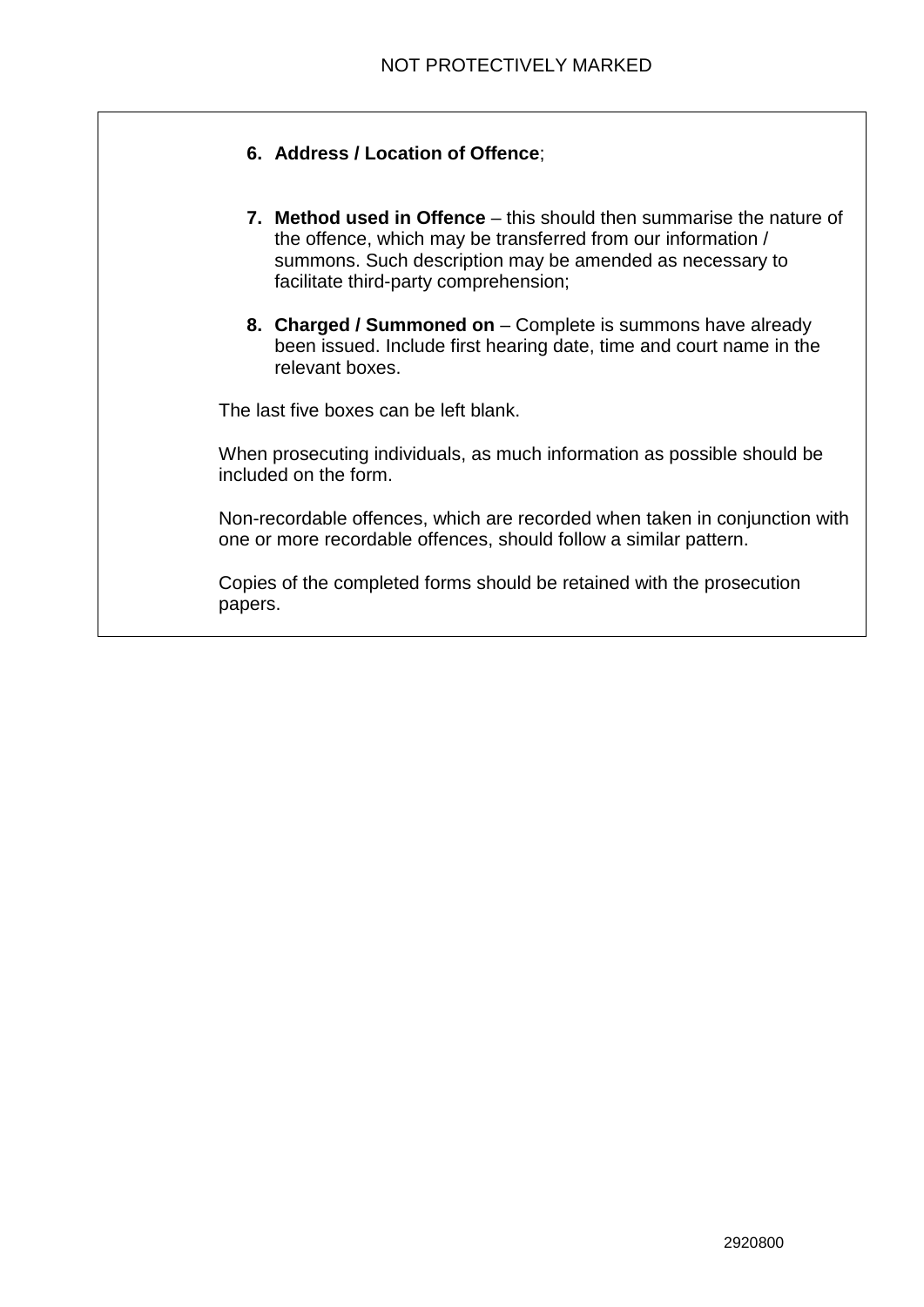6. **Address / Location of Offence**;

7. **Method used in Offence** – this should then summarise the nature of the offence, which may be transferred from our information / summons. Such description may be amended as necessary to facilitate third-party comprehension;

8. **Charged / Summoned on** – Complete is summons have already been issued. Include first hearing date, time and court name in the relevant boxes.

The last five boxes can be left blank.

When prosecuting individuals, as much information as possible should be included on the form.

Non-recordable offences, which are recorded when taken in conjunction with one or more recordable offences, should follow a similar pattern.

Copies of the completed forms should be retained with the prosecution papers.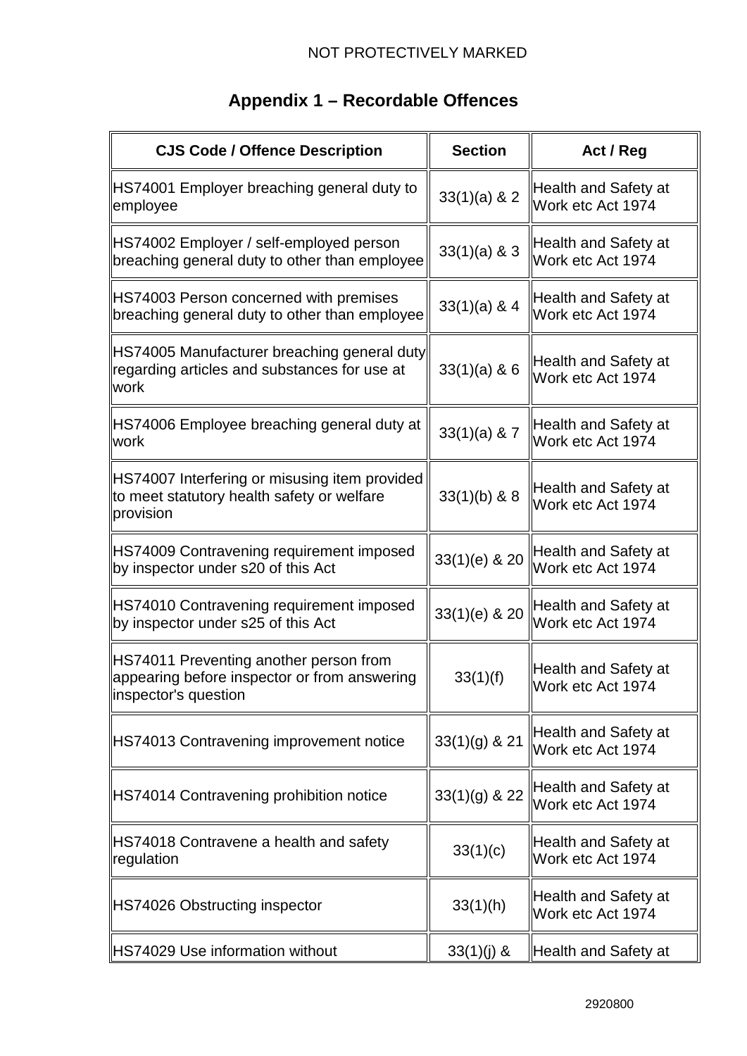## Appendix 1 – Recordable Offences

| CJS Code / Offence Description | Section | Act / Reg |
|---|---|---|
| HS74001 Employer breaching general duty to employee | 33(1)(a) & 2 | Health and Safety at Work etc Act 1974 |
| HS74002 Employer / self-employed person breaching general duty to other than employee | 33(1)(a) & 3 | Health and Safety at Work etc Act 1974 |
| HS74003 Person concerned with premises breaching general duty to other than employee | 33(1)(a) & 4 | Health and Safety at Work etc Act 1974 |
| HS74005 Manufacturer breaching general duty regarding articles and substances for use at work | 33(1)(a) & 6 | Health and Safety at Work etc Act 1974 |
| HS74006 Employee breaching general duty at work | 33(1)(a) & 7 | Health and Safety at Work etc Act 1974 |
| HS74007 Interfering or misusing item provided to meet statutory health safety or welfare provision | 33(1)(b) & 8 | Health and Safety at Work etc Act 1974 |
| HS74009 Contravening requirement imposed by inspector under s20 of this Act | 33(1)(e) & 20 | Health and Safety at Work etc Act 1974 |
| HS74010 Contravening requirement imposed by inspector under s25 of this Act | 33(1)(e) & 20 | Health and Safety at Work etc Act 1974 |
| HS74011 Preventing another person from appearing before inspector or from answering inspector's question | 33(1)(f) | Health and Safety at Work etc Act 1974 |
| HS74013 Contravening improvement notice | 33(1)(g) & 21 | Health and Safety at Work etc Act 1974 |
| HS74014 Contravening prohibition notice | 33(1)(g) & 22 | Health and Safety at Work etc Act 1974 |
| HS74018 Contravene a health and safety regulation | 33(1)(c) | Health and Safety at Work etc Act 1974 |
| HS74026 Obstructing inspector | 33(1)(h) | Health and Safety at Work etc Act 1974 |
| HS74029 Use information without | 33(1)(j) & | Health and Safety at |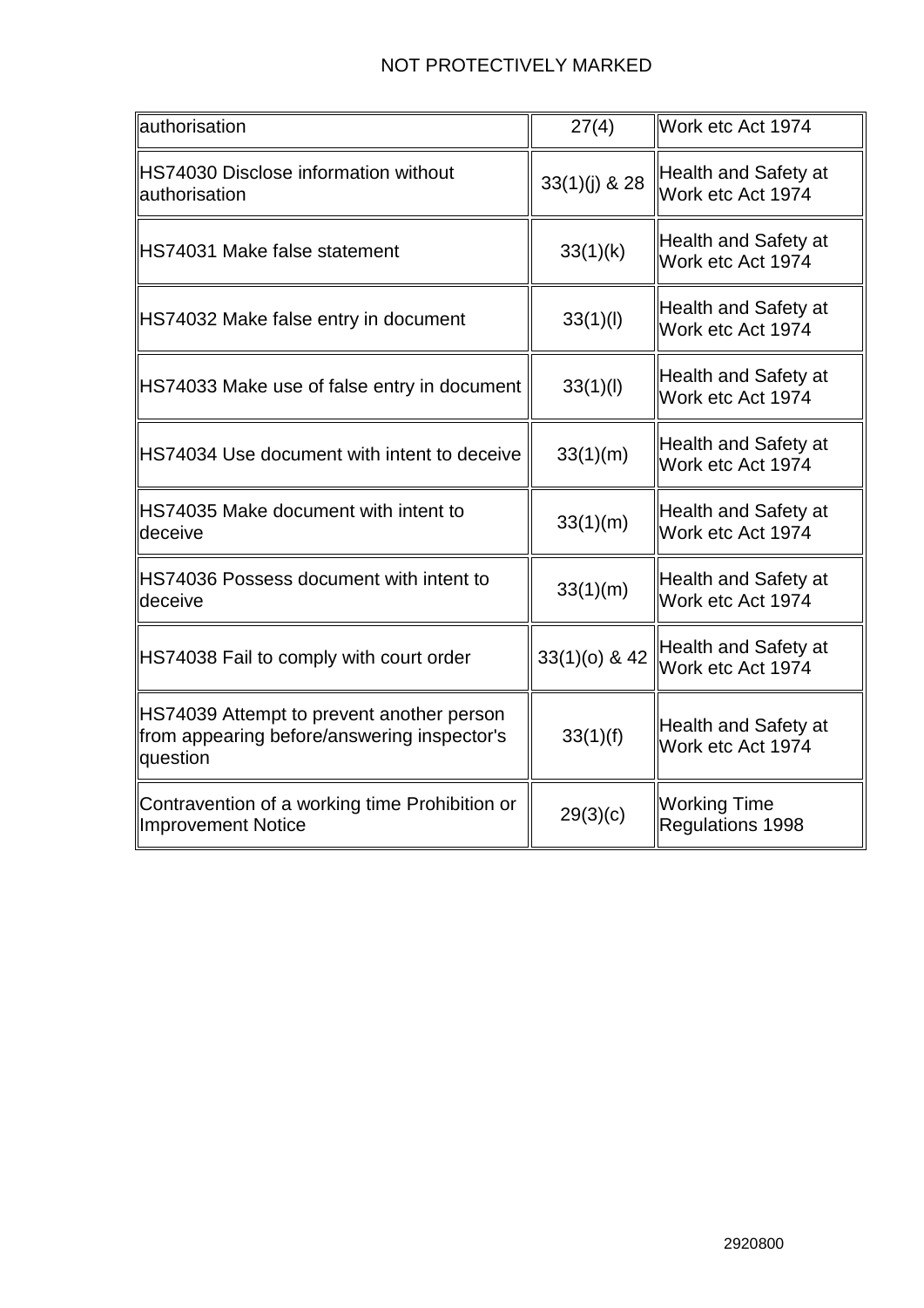| | | |
|---|---|---|
| authorisation | 27(4) | Work etc Act 1974 |
| HS74030 Disclose information without authorisation | 33(1)(j) & 28 | Health and Safety at Work etc Act 1974 |
| HS74031 Make false statement | 33(1)(k) | Health and Safety at Work etc Act 1974 |
| HS74032 Make false entry in document | 33(1)(l) | Health and Safety at Work etc Act 1974 |
| HS74033 Make use of false entry in document | 33(1)(l) | Health and Safety at Work etc Act 1974 |
| HS74034 Use document with intent to deceive | 33(1)(m) | Health and Safety at Work etc Act 1974 |
| HS74035 Make document with intent to deceive | 33(1)(m) | Health and Safety at Work etc Act 1974 |
| HS74036 Possess document with intent to deceive | 33(1)(m) | Health and Safety at Work etc Act 1974 |
| HS74038 Fail to comply with court order | 33(1)(o) & 42 | Health and Safety at Work etc Act 1974 |
| HS74039 Attempt to prevent another person from appearing before/answering inspector's question | 33(1)(f) | Health and Safety at Work etc Act 1974 |
| Contravention of a working time Prohibition or Improvement Notice | 29(3)(c) | Working Time Regulations 1998 |

2920800